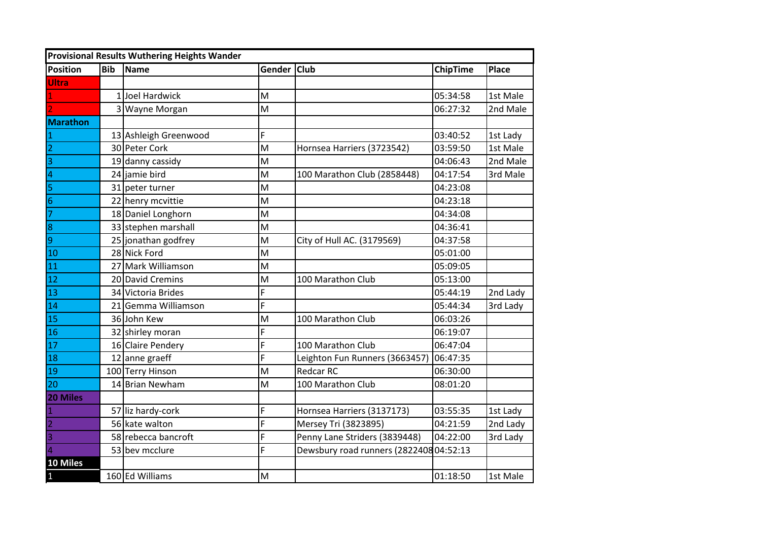| Provisional Results Wuthering Heights Wander | | | | | | |
|---|---|---|---|---|---|---|
| **Position** | **Bib** | **Name** | **Gender** | **Club** | **ChipTime** | **Place** |
| **Ultra** | | | | | | |
| 1 | 1 | Joel Hardwick | M | | 05:34:58 | 1st Male |
| 2 | 3 | Wayne Morgan | M | | 06:27:32 | 2nd Male |
| **Marathon** | | | | | | |
| 1 | 13 | Ashleigh Greenwood | F | | 03:40:52 | 1st Lady |
| 2 | 30 | Peter Cork | M | Hornsea Harriers (3723542) | 03:59:50 | 1st Male |
| 3 | 19 | danny cassidy | M | | 04:06:43 | 2nd Male |
| 4 | 24 | jamie bird | M | 100 Marathon Club (2858448) | 04:17:54 | 3rd Male |
| 5 | 31 | peter turner | M | | 04:23:08 | |
| 6 | 22 | henry mcvittie | M | | 04:23:18 | |
| 7 | 18 | Daniel Longhorn | M | | 04:34:08 | |
| 8 | 33 | stephen marshall | M | | 04:36:41 | |
| 9 | 25 | jonathan godfrey | M | City of Hull AC. (3179569) | 04:37:58 | |
| 10 | 28 | Nick Ford | M | | 05:01:00 | |
| 11 | 27 | Mark Williamson | M | | 05:09:05 | |
| 12 | 20 | David Cremins | M | 100 Marathon Club | 05:13:00 | |
| 13 | 34 | Victoria Brides | F | | 05:44:19 | 2nd Lady |
| 14 | 21 | Gemma Williamson | F | | 05:44:34 | 3rd Lady |
| 15 | 36 | John Kew | M | 100 Marathon Club | 06:03:26 | |
| 16 | 32 | shirley moran | F | | 06:19:07 | |
| 17 | 16 | Claire Pendery | F | 100 Marathon Club | 06:47:04 | |
| 18 | 12 | anne graeff | F | Leighton Fun Runners (3663457) | 06:47:35 | |
| 19 | 100 | Terry Hinson | M | Redcar RC | 06:30:00 | |
| 20 | 14 | Brian Newham | M | 100 Marathon Club | 08:01:20 | |
| **20 Miles** | | | | | | |
| 1 | 57 | liz hardy-cork | F | Hornsea Harriers (3137173) | 03:55:35 | 1st Lady |
| 2 | 56 | kate walton | F | Mersey Tri (3823895) | 04:21:59 | 2nd Lady |
| 3 | 58 | rebecca bancroft | F | Penny Lane Striders (3839448) | 04:22:00 | 3rd Lady |
| 4 | 53 | bev mcclure | F | Dewsbury road runners (2822408 | 04:52:13 | |
| **10 Miles** | | | | | | |
| 1 | 160 | Ed Williams | M | | 01:18:50 | 1st Male |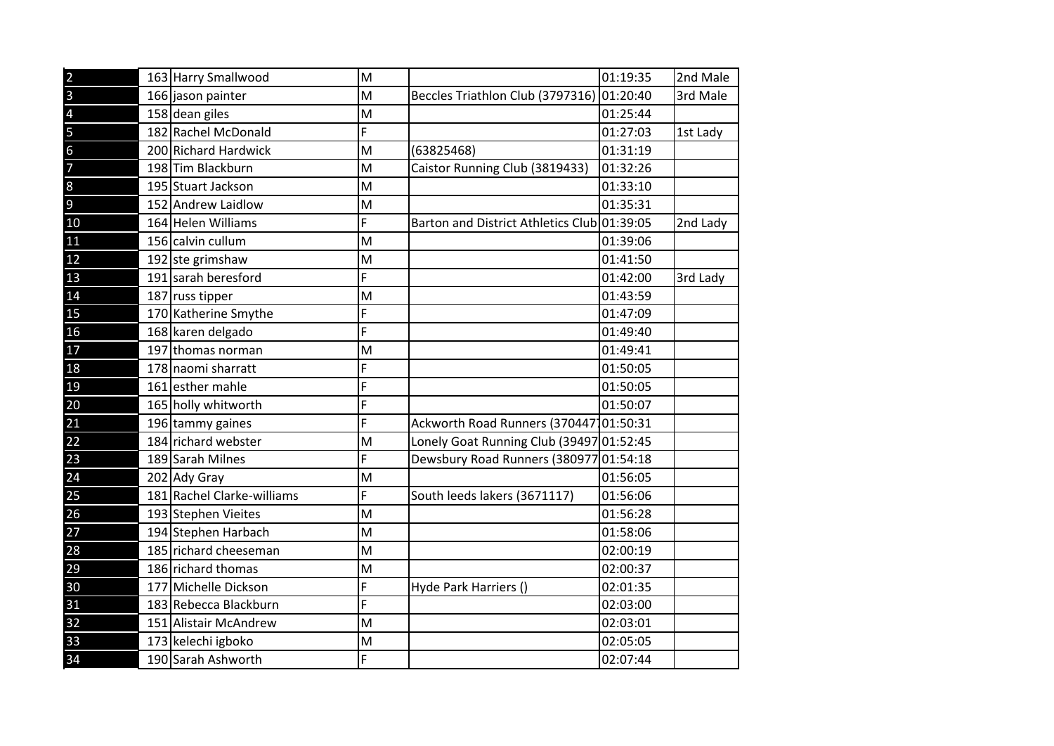| | | | | | | |
|---|---|---|---|---|---|---|
| 2 | 163 | Harry Smallwood | M | | 01:19:35 | 2nd Male |
| 3 | 166 | jason painter | M | Beccles Triathlon Club (3797316) | 01:20:40 | 3rd Male |
| 4 | 158 | dean giles | M | | 01:25:44 | |
| 5 | 182 | Rachel McDonald | F | | 01:27:03 | 1st Lady |
| 6 | 200 | Richard Hardwick | M | (63825468) | 01:31:19 | |
| 7 | 198 | Tim Blackburn | M | Caistor Running Club (3819433) | 01:32:26 | |
| 8 | 195 | Stuart Jackson | M | | 01:33:10 | |
| 9 | 152 | Andrew Laidlow | M | | 01:35:31 | |
| 10 | 164 | Helen Williams | F | Barton and District Athletics Club | 01:39:05 | 2nd Lady |
| 11 | 156 | calvin cullum | M | | 01:39:06 | |
| 12 | 192 | ste grimshaw | M | | 01:41:50 | |
| 13 | 191 | sarah beresford | F | | 01:42:00 | 3rd Lady |
| 14 | 187 | russ tipper | M | | 01:43:59 | |
| 15 | 170 | Katherine Smythe | F | | 01:47:09 | |
| 16 | 168 | karen delgado | F | | 01:49:40 | |
| 17 | 197 | thomas norman | M | | 01:49:41 | |
| 18 | 178 | naomi sharratt | F | | 01:50:05 | |
| 19 | 161 | esther mahle | F | | 01:50:05 | |
| 20 | 165 | holly whitworth | F | | 01:50:07 | |
| 21 | 196 | tammy gaines | F | Ackworth Road Runners (370447 | 01:50:31 | |
| 22 | 184 | richard webster | M | Lonely Goat Running Club (39497 | 01:52:45 | |
| 23 | 189 | Sarah Milnes | F | Dewsbury Road Runners (380977 | 01:54:18 | |
| 24 | 202 | Ady Gray | M | | 01:56:05 | |
| 25 | 181 | Rachel Clarke-williams | F | South leeds lakers (3671117) | 01:56:06 | |
| 26 | 193 | Stephen Vieites | M | | 01:56:28 | |
| 27 | 194 | Stephen Harbach | M | | 01:58:06 | |
| 28 | 185 | richard cheeseman | M | | 02:00:19 | |
| 29 | 186 | richard thomas | M | | 02:00:37 | |
| 30 | 177 | Michelle Dickson | F | Hyde Park Harriers () | 02:01:35 | |
| 31 | 183 | Rebecca Blackburn | F | | 02:03:00 | |
| 32 | 151 | Alistair McAndrew | M | | 02:03:01 | |
| 33 | 173 | kelechi igboko | M | | 02:05:05 | |
| 34 | 190 | Sarah Ashworth | F | | 02:07:44 | |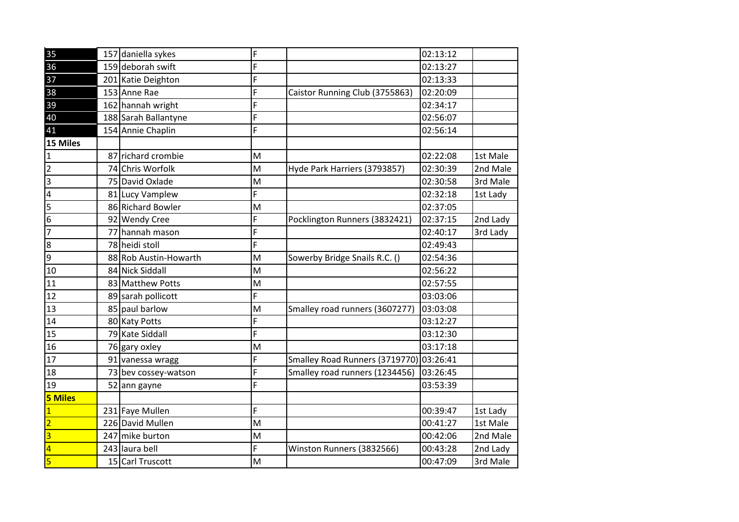| | | | | | | |
|---|---|---|---|---|---|---|
| 35 | 157 | daniella sykes | F | | 02:13:12 | |
| 36 | 159 | deborah swift | F | | 02:13:27 | |
| 37 | 201 | Katie Deighton | F | | 02:13:33 | |
| 38 | 153 | Anne Rae | F | Caistor Running Club (3755863) | 02:20:09 | |
| 39 | 162 | hannah wright | F | | 02:34:17 | |
| 40 | 188 | Sarah Ballantyne | F | | 02:56:07 | |
| 41 | 154 | Annie Chaplin | F | | 02:56:14 | |
| **15 Miles** | | | | | | |
| 1 | 87 | richard crombie | M | | 02:22:08 | 1st Male |
| 2 | 74 | Chris Worfolk | M | Hyde Park Harriers (3793857) | 02:30:39 | 2nd Male |
| 3 | 75 | David Oxlade | M | | 02:30:58 | 3rd Male |
| 4 | 81 | Lucy Vamplew | F | | 02:32:18 | 1st Lady |
| 5 | 86 | Richard Bowler | M | | 02:37:05 | |
| 6 | 92 | Wendy Cree | F | Pocklington Runners (3832421) | 02:37:15 | 2nd Lady |
| 7 | 77 | hannah mason | F | | 02:40:17 | 3rd Lady |
| 8 | 78 | heidi stoll | F | | 02:49:43 | |
| 9 | 88 | Rob Austin-Howarth | M | Sowerby Bridge Snails R.C. () | 02:54:36 | |
| 10 | 84 | Nick Siddall | M | | 02:56:22 | |
| 11 | 83 | Matthew Potts | M | | 02:57:55 | |
| 12 | 89 | sarah pollicott | F | | 03:03:06 | |
| 13 | 85 | paul barlow | M | Smalley road runners (3607277) | 03:03:08 | |
| 14 | 80 | Katy Potts | F | | 03:12:27 | |
| 15 | 79 | Kate Siddall | F | | 03:12:30 | |
| 16 | 76 | gary oxley | M | | 03:17:18 | |
| 17 | 91 | vanessa wragg | F | Smalley Road Runners (3719770) | 03:26:41 | |
| 18 | 73 | bev cossey-watson | F | Smalley road runners (1234456) | 03:26:45 | |
| 19 | 52 | ann gayne | F | | 03:53:39 | |
| **5 Miles** | | | | | | |
| 1 | 231 | Faye Mullen | F | | 00:39:47 | 1st Lady |
| 2 | 226 | David Mullen | M | | 00:41:27 | 1st Male |
| 3 | 247 | mike burton | M | | 00:42:06 | 2nd Male |
| 4 | 243 | laura bell | F | Winston Runners (3832566) | 00:43:28 | 2nd Lady |
| 5 | 15 | Carl Truscott | M | | 00:47:09 | 3rd Male |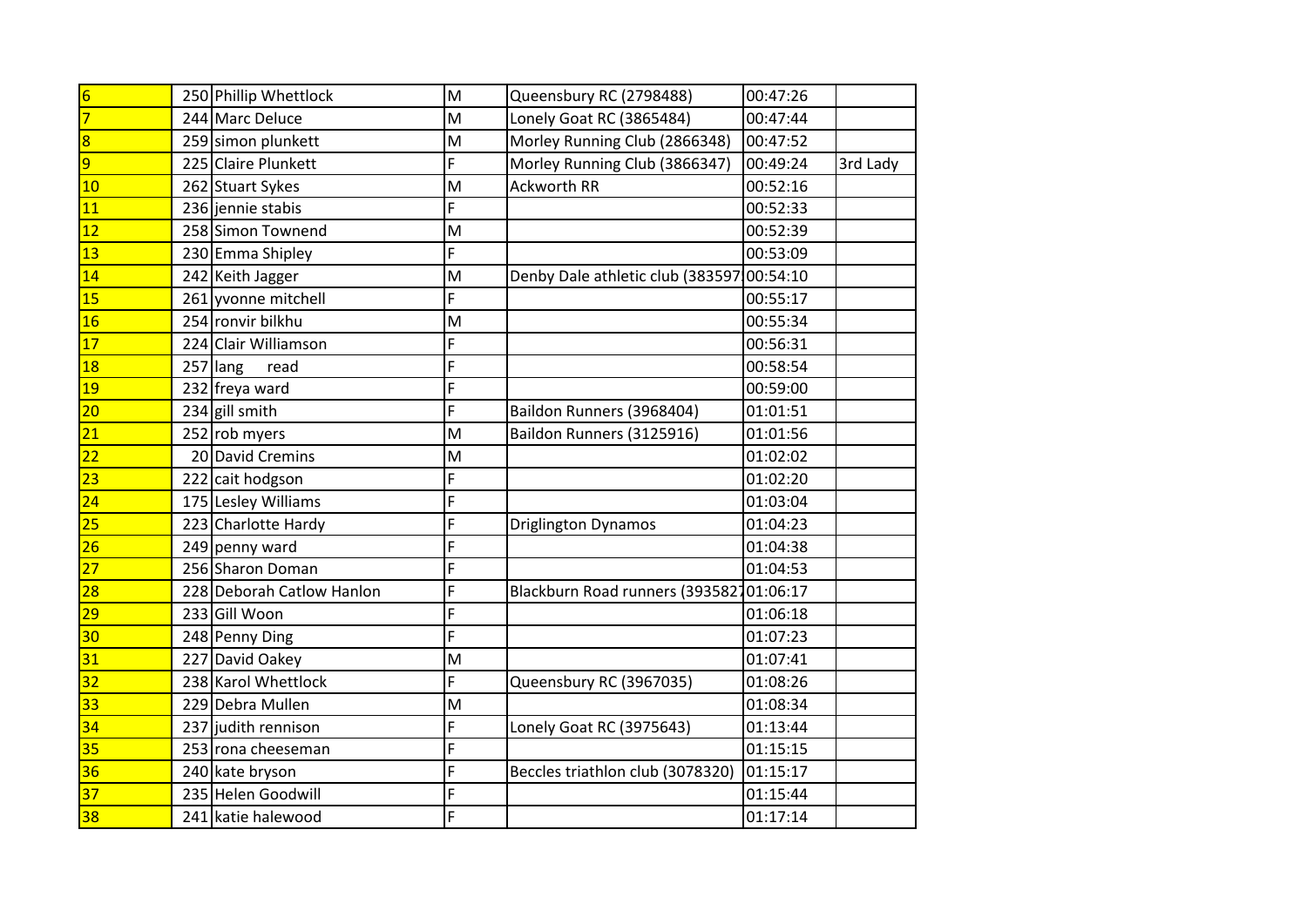| | | | | | | |
|---|---|---|---|---|---|---|
| 6 | 250 | Phillip Whettlock | M | Queensbury RC (2798488) | 00:47:26 | |
| 7 | 244 | Marc Deluce | M | Lonely Goat RC (3865484) | 00:47:44 | |
| 8 | 259 | simon plunkett | M | Morley Running Club (2866348) | 00:47:52 | |
| 9 | 225 | Claire Plunkett | F | Morley Running Club (3866347) | 00:49:24 | 3rd Lady |
| 10 | 262 | Stuart Sykes | M | Ackworth RR | 00:52:16 | |
| 11 | 236 | jennie stabis | F | | 00:52:33 | |
| 12 | 258 | Simon Townend | M | | 00:52:39 | |
| 13 | 230 | Emma Shipley | F | | 00:53:09 | |
| 14 | 242 | Keith Jagger | M | Denby Dale athletic club (383597 | 00:54:10 | |
| 15 | 261 | yvonne mitchell | F | | 00:55:17 | |
| 16 | 254 | ronvir bilkhu | M | | 00:55:34 | |
| 17 | 224 | Clair Williamson | F | | 00:56:31 | |
| 18 | 257 | lang read | F | | 00:58:54 | |
| 19 | 232 | freya ward | F | | 00:59:00 | |
| 20 | 234 | gill smith | F | Baildon Runners (3968404) | 01:01:51 | |
| 21 | 252 | rob myers | M | Baildon Runners (3125916) | 01:01:56 | |
| 22 | 20 | David Cremins | M | | 01:02:02 | |
| 23 | 222 | cait hodgson | F | | 01:02:20 | |
| 24 | 175 | Lesley Williams | F | | 01:03:04 | |
| 25 | 223 | Charlotte Hardy | F | Driglington Dynamos | 01:04:23 | |
| 26 | 249 | penny ward | F | | 01:04:38 | |
| 27 | 256 | Sharon Doman | F | | 01:04:53 | |
| 28 | 228 | Deborah Catlow Hanlon | F | Blackburn Road runners (393582 | 01:06:17 | |
| 29 | 233 | Gill Woon | F | | 01:06:18 | |
| 30 | 248 | Penny Ding | F | | 01:07:23 | |
| 31 | 227 | David Oakey | M | | 01:07:41 | |
| 32 | 238 | Karol Whettlock | F | Queensbury RC (3967035) | 01:08:26 | |
| 33 | 229 | Debra Mullen | M | | 01:08:34 | |
| 34 | 237 | judith rennison | F | Lonely Goat RC (3975643) | 01:13:44 | |
| 35 | 253 | rona cheeseman | F | | 01:15:15 | |
| 36 | 240 | kate bryson | F | Beccles triathlon club (3078320) | 01:15:17 | |
| 37 | 235 | Helen Goodwill | F | | 01:15:44 | |
| 38 | 241 | katie halewood | F | | 01:17:14 | |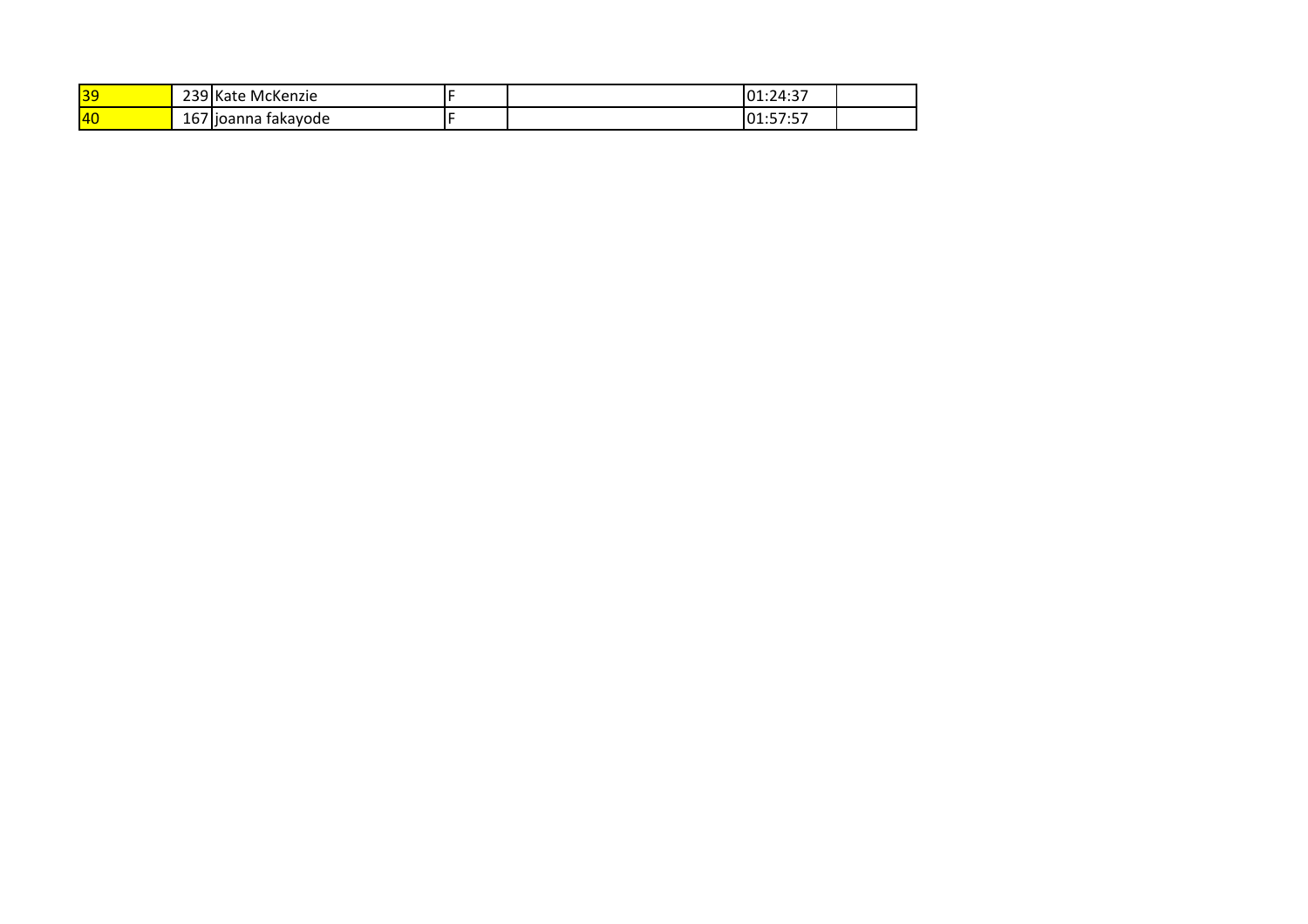| | | | | | | |
|---|---|---|---|---|---|---|
| 39 | 239 | Kate McKenzie | F | | 01:24:37 | |
| 40 | 167 | joanna fakayode | F | | 01:57:57 | |